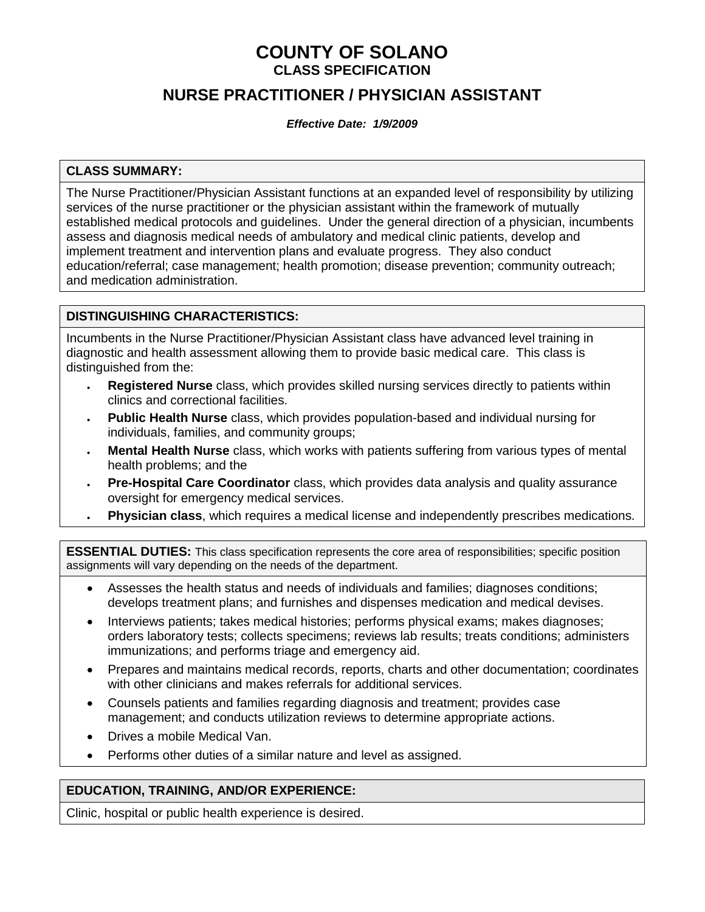# COUNTY OF SOLANO

## CLASS SPECIFICATION

## NURSE PRACTITIONER / PHYSICIAN ASSISTANT

***Effective Date: 1/9/2009***

### CLASS SUMMARY:

The Nurse Practitioner/Physician Assistant functions at an expanded level of responsibility by utilizing services of the nurse practitioner or the physician assistant within the framework of mutually established medical protocols and guidelines. Under the general direction of a physician, incumbents assess and diagnosis medical needs of ambulatory and medical clinic patients, develop and implement treatment and intervention plans and evaluate progress. They also conduct education/referral; case management; health promotion; disease prevention; community outreach; and medication administration.

### DISTINGUISHING CHARACTERISTICS:

Incumbents in the Nurse Practitioner/Physician Assistant class have advanced level training in diagnostic and health assessment allowing them to provide basic medical care. This class is distinguished from the:

- **Registered Nurse** class, which provides skilled nursing services directly to patients within clinics and correctional facilities.
- **Public Health Nurse** class, which provides population-based and individual nursing for individuals, families, and community groups;
- **Mental Health Nurse** class, which works with patients suffering from various types of mental health problems; and the
- **Pre-Hospital Care Coordinator** class, which provides data analysis and quality assurance oversight for emergency medical services.
- **Physician class**, which requires a medical license and independently prescribes medications.

### ESSENTIAL DUTIES:

This class specification represents the core area of responsibilities; specific position assignments will vary depending on the needs of the department.

- Assesses the health status and needs of individuals and families; diagnoses conditions; develops treatment plans; and furnishes and dispenses medication and medical devises.
- Interviews patients; takes medical histories; performs physical exams; makes diagnoses; orders laboratory tests; collects specimens; reviews lab results; treats conditions; administers immunizations; and performs triage and emergency aid.
- Prepares and maintains medical records, reports, charts and other documentation; coordinates with other clinicians and makes referrals for additional services.
- Counsels patients and families regarding diagnosis and treatment; provides case management; and conducts utilization reviews to determine appropriate actions.
- Drives a mobile Medical Van.
- Performs other duties of a similar nature and level as assigned.

### EDUCATION, TRAINING, AND/OR EXPERIENCE:

Clinic, hospital or public health experience is desired.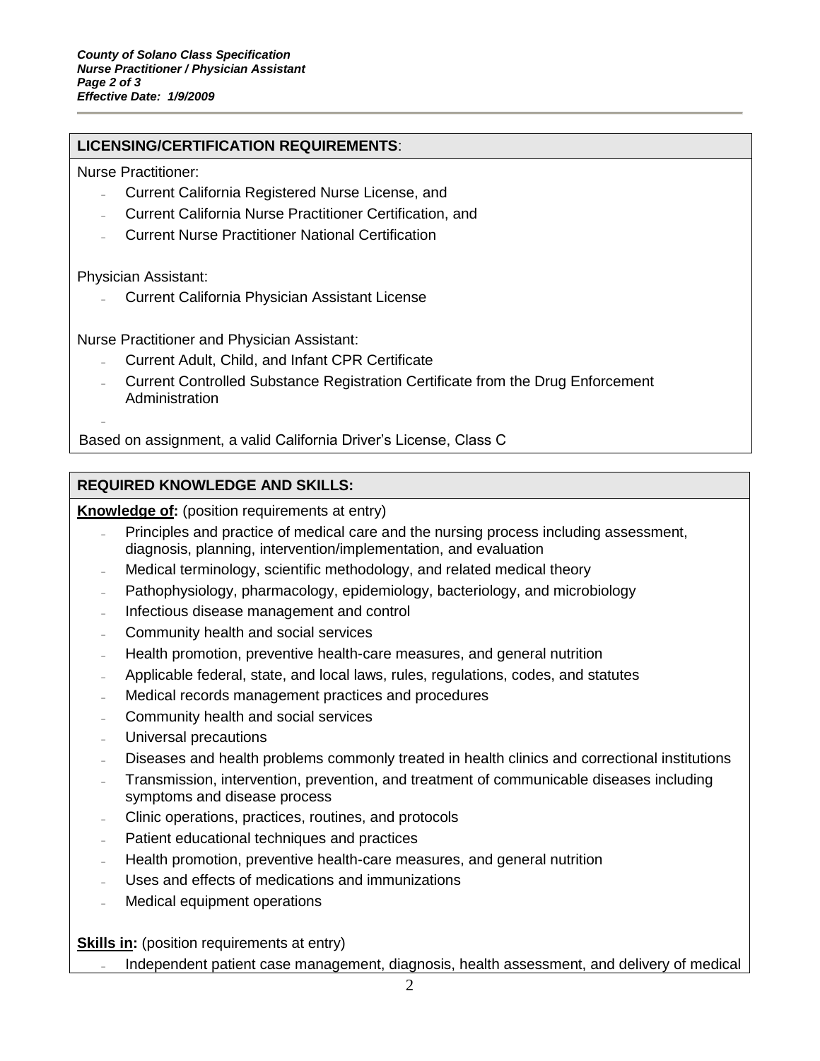## LICENSING/CERTIFICATION REQUIREMENTS:

Nurse Practitioner:

- Current California Registered Nurse License, and
- Current California Nurse Practitioner Certification, and
- Current Nurse Practitioner National Certification

Physician Assistant:

- Current California Physician Assistant License

Nurse Practitioner and Physician Assistant:

- Current Adult, Child, and Infant CPR Certificate
- Current Controlled Substance Registration Certificate from the Drug Enforcement Administration

Based on assignment, a valid California Driver's License, Class C

## REQUIRED KNOWLEDGE AND SKILLS:

**Knowledge of:** (position requirements at entry)

- Principles and practice of medical care and the nursing process including assessment, diagnosis, planning, intervention/implementation, and evaluation
- Medical terminology, scientific methodology, and related medical theory
- Pathophysiology, pharmacology, epidemiology, bacteriology, and microbiology
- Infectious disease management and control
- Community health and social services
- Health promotion, preventive health-care measures, and general nutrition
- Applicable federal, state, and local laws, rules, regulations, codes, and statutes
- Medical records management practices and procedures
- Community health and social services
- Universal precautions
- Diseases and health problems commonly treated in health clinics and correctional institutions
- Transmission, intervention, prevention, and treatment of communicable diseases including symptoms and disease process
- Clinic operations, practices, routines, and protocols
- Patient educational techniques and practices
- Health promotion, preventive health-care measures, and general nutrition
- Uses and effects of medications and immunizations
- Medical equipment operations

**Skills in:** (position requirements at entry)

- Independent patient case management, diagnosis, health assessment, and delivery of medical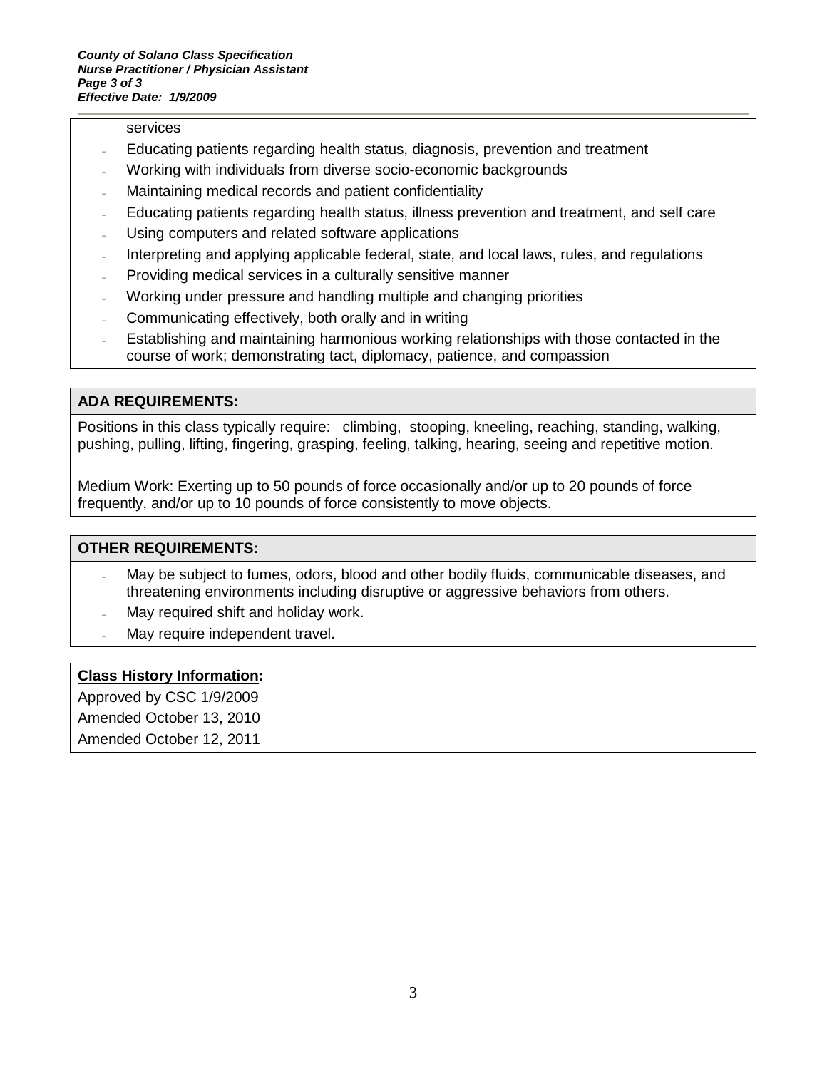services

- Educating patients regarding health status, diagnosis, prevention and treatment
- Working with individuals from diverse socio-economic backgrounds
- Maintaining medical records and patient confidentiality
- Educating patients regarding health status, illness prevention and treatment, and self care
- Using computers and related software applications
- Interpreting and applying applicable federal, state, and local laws, rules, and regulations
- Providing medical services in a culturally sensitive manner
- Working under pressure and handling multiple and changing priorities
- Communicating effectively, both orally and in writing
- Establishing and maintaining harmonious working relationships with those contacted in the course of work; demonstrating tact, diplomacy, patience, and compassion

## ADA REQUIREMENTS:

Positions in this class typically require: climbing, stooping, kneeling, reaching, standing, walking, pushing, pulling, lifting, fingering, grasping, feeling, talking, hearing, seeing and repetitive motion.

Medium Work: Exerting up to 50 pounds of force occasionally and/or up to 20 pounds of force frequently, and/or up to 10 pounds of force consistently to move objects.

## OTHER REQUIREMENTS:

- May be subject to fumes, odors, blood and other bodily fluids, communicable diseases, and threatening environments including disruptive or aggressive behaviors from others.
- May required shift and holiday work.
- May require independent travel.

**Class History Information:**

Approved by CSC 1/9/2009

Amended October 13, 2010

Amended October 12, 2011